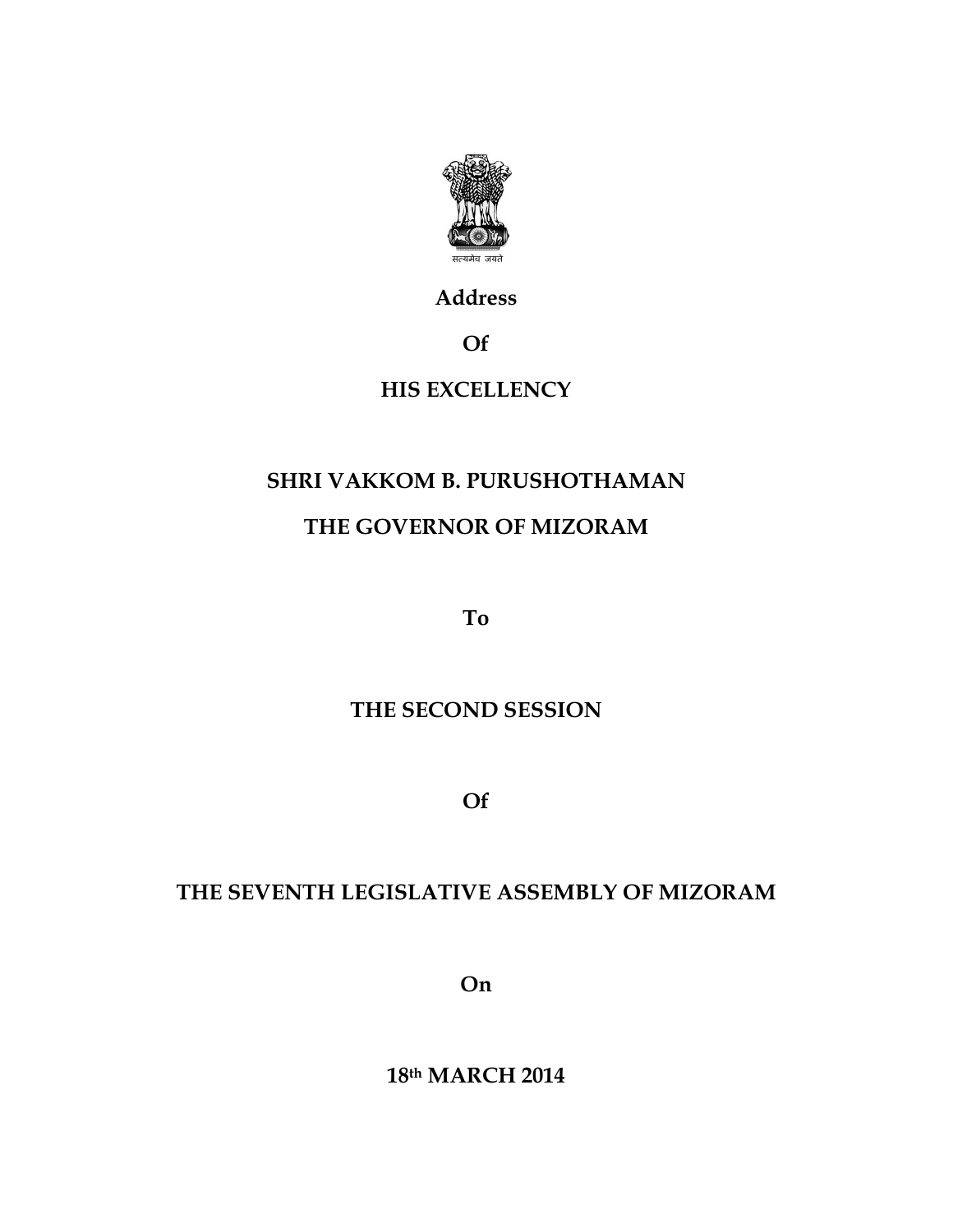सत्यमेव जयते

**Address**

**Of**

**HIS EXCELLENCY**

**SHRI VAKKOM B. PURUSHOTHAMAN**

**THE GOVERNOR OF MIZORAM**

**To**

**THE SECOND SESSION**

**Of**

**THE SEVENTH LEGISLATIVE ASSEMBLY OF MIZORAM**

**On**

**18th MARCH 2014**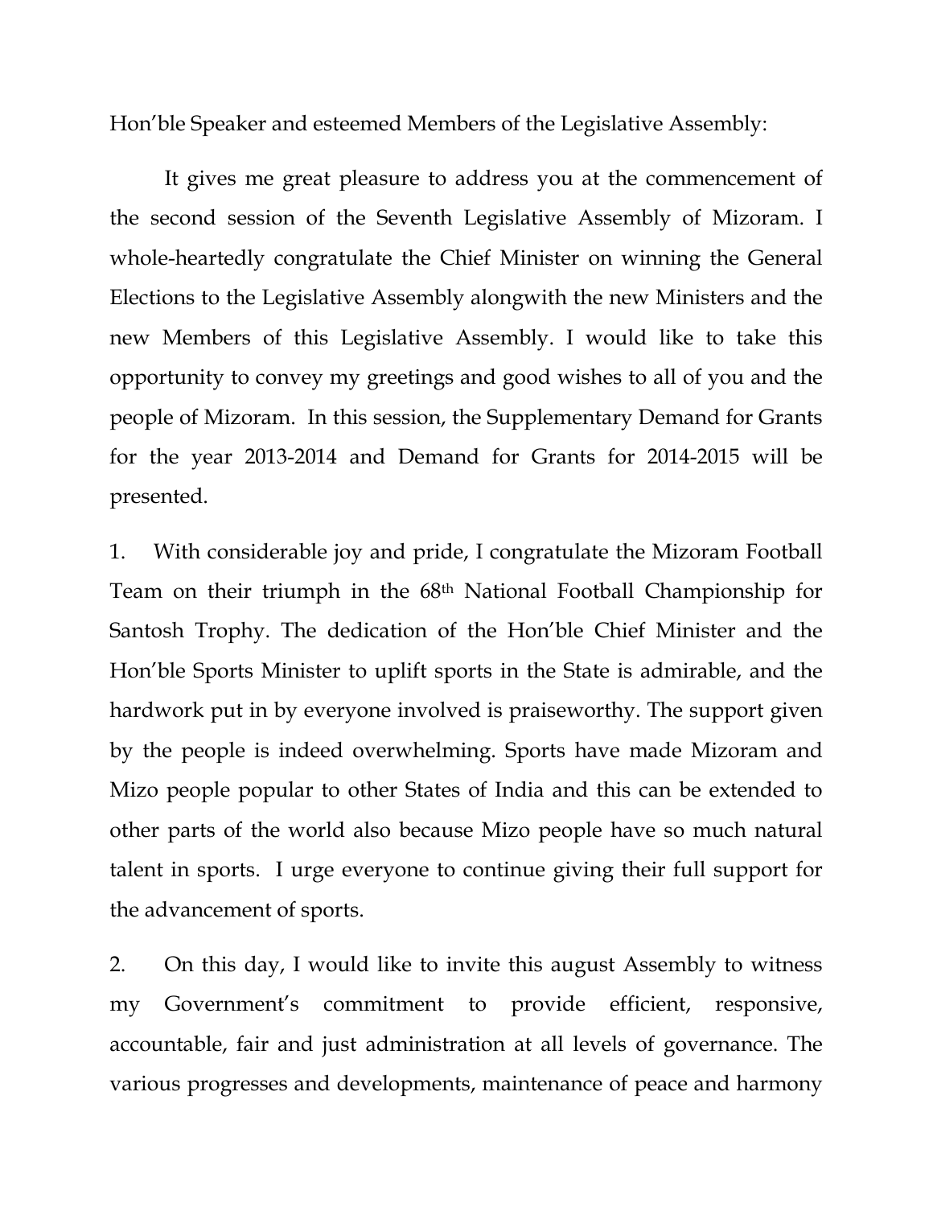Hon'ble Speaker and esteemed Members of the Legislative Assembly:

It gives me great pleasure to address you at the commencement of the second session of the Seventh Legislative Assembly of Mizoram. I whole-heartedly congratulate the Chief Minister on winning the General Elections to the Legislative Assembly alongwith the new Ministers and the new Members of this Legislative Assembly. I would like to take this opportunity to convey my greetings and good wishes to all of you and the people of Mizoram. In this session, the Supplementary Demand for Grants for the year 2013-2014 and Demand for Grants for 2014-2015 will be presented.

1. With considerable joy and pride, I congratulate the Mizoram Football Team on their triumph in the 68th National Football Championship for Santosh Trophy. The dedication of the Hon'ble Chief Minister and the Hon'ble Sports Minister to uplift sports in the State is admirable, and the hardwork put in by everyone involved is praiseworthy. The support given by the people is indeed overwhelming. Sports have made Mizoram and Mizo people popular to other States of India and this can be extended to other parts of the world also because Mizo people have so much natural talent in sports. I urge everyone to continue giving their full support for the advancement of sports.

2. On this day, I would like to invite this august Assembly to witness my Government's commitment to provide efficient, responsive, accountable, fair and just administration at all levels of governance. The various progresses and developments, maintenance of peace and harmony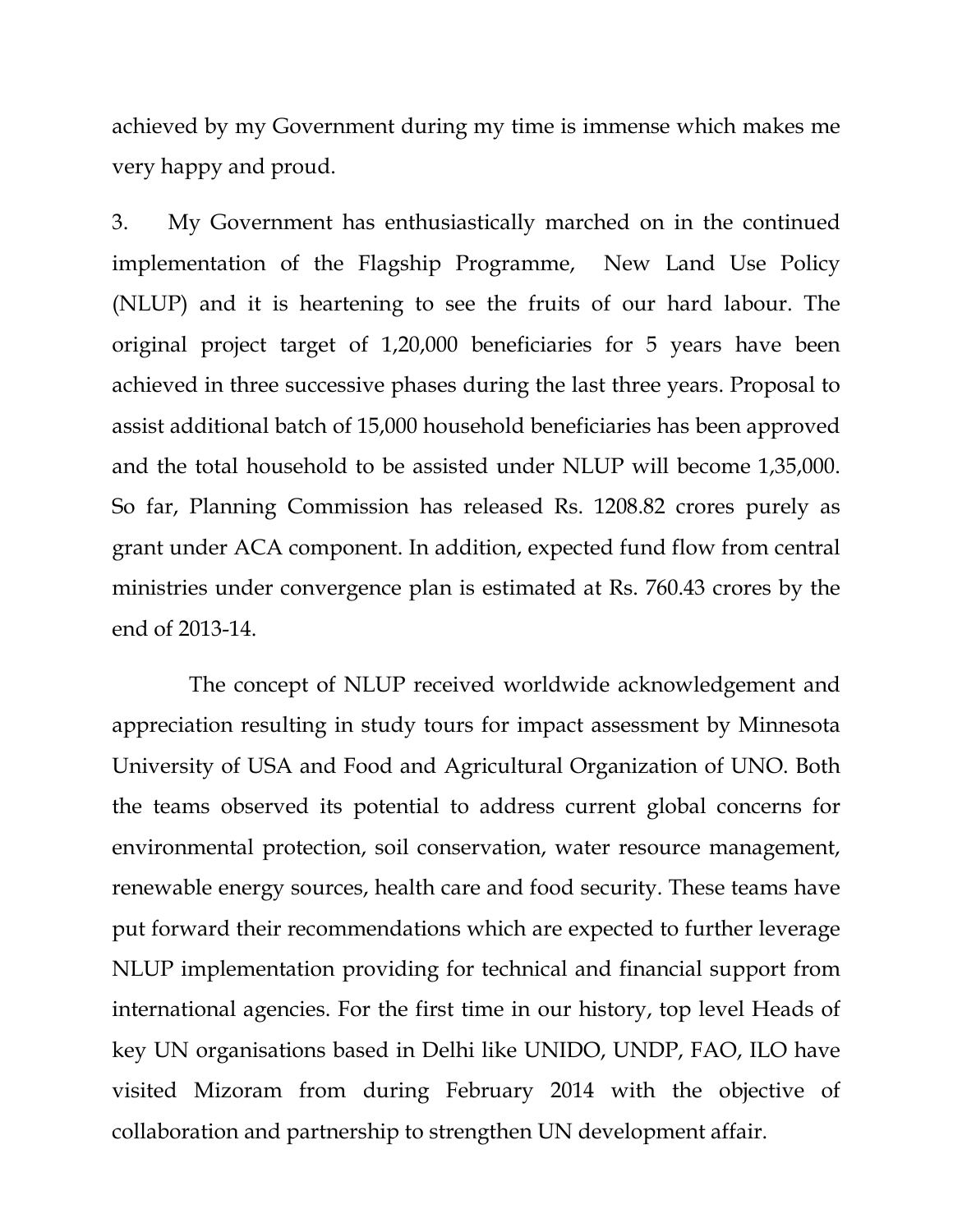achieved by my Government during my time is immense which makes me very happy and proud.

3. My Government has enthusiastically marched on in the continued implementation of the Flagship Programme, New Land Use Policy (NLUP) and it is heartening to see the fruits of our hard labour. The original project target of 1,20,000 beneficiaries for 5 years have been achieved in three successive phases during the last three years. Proposal to assist additional batch of 15,000 household beneficiaries has been approved and the total household to be assisted under NLUP will become 1,35,000. So far, Planning Commission has released Rs. 1208.82 crores purely as grant under ACA component. In addition, expected fund flow from central ministries under convergence plan is estimated at Rs. 760.43 crores by the end of 2013-14.

The concept of NLUP received worldwide acknowledgement and appreciation resulting in study tours for impact assessment by Minnesota University of USA and Food and Agricultural Organization of UNO. Both the teams observed its potential to address current global concerns for environmental protection, soil conservation, water resource management, renewable energy sources, health care and food security. These teams have put forward their recommendations which are expected to further leverage NLUP implementation providing for technical and financial support from international agencies. For the first time in our history, top level Heads of key UN organisations based in Delhi like UNIDO, UNDP, FAO, ILO have visited Mizoram from during February 2014 with the objective of collaboration and partnership to strengthen UN development affair.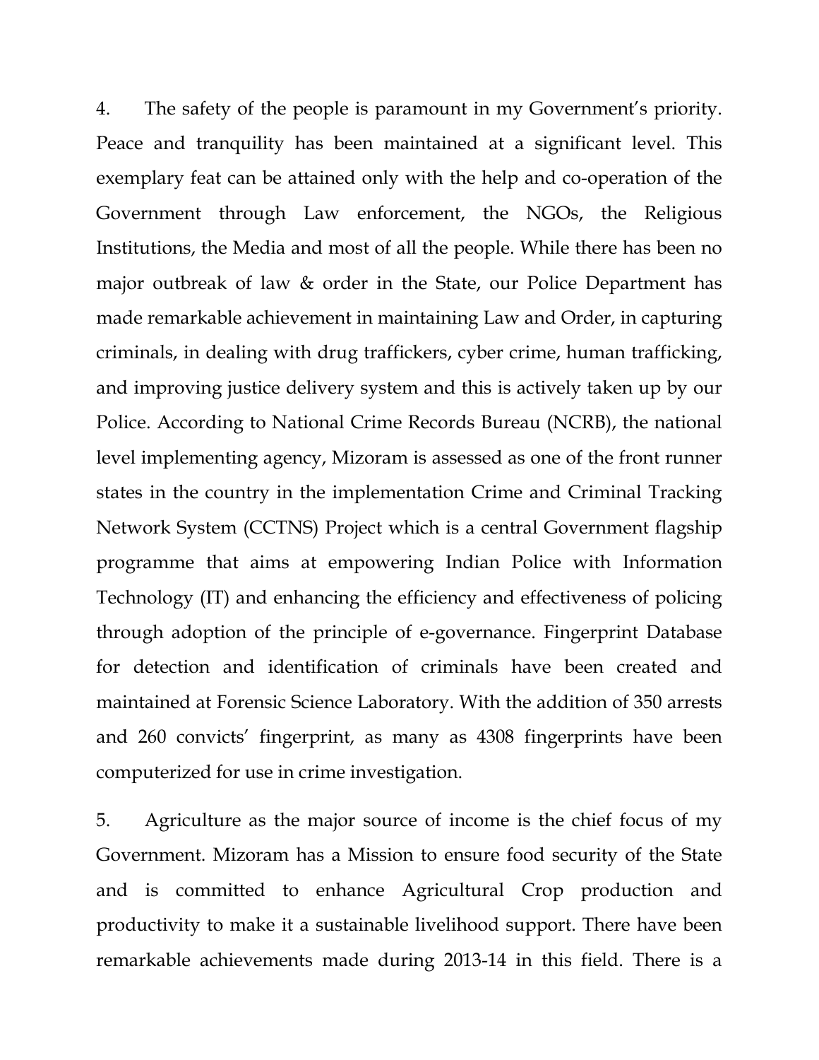4. The safety of the people is paramount in my Government's priority. Peace and tranquility has been maintained at a significant level. This exemplary feat can be attained only with the help and co-operation of the Government through Law enforcement, the NGOs, the Religious Institutions, the Media and most of all the people. While there has been no major outbreak of law & order in the State, our Police Department has made remarkable achievement in maintaining Law and Order, in capturing criminals, in dealing with drug traffickers, cyber crime, human trafficking, and improving justice delivery system and this is actively taken up by our Police. According to National Crime Records Bureau (NCRB), the national level implementing agency, Mizoram is assessed as one of the front runner states in the country in the implementation Crime and Criminal Tracking Network System (CCTNS) Project which is a central Government flagship programme that aims at empowering Indian Police with Information Technology (IT) and enhancing the efficiency and effectiveness of policing through adoption of the principle of e-governance. Fingerprint Database for detection and identification of criminals have been created and maintained at Forensic Science Laboratory. With the addition of 350 arrests and 260 convicts' fingerprint, as many as 4308 fingerprints have been computerized for use in crime investigation.

5. Agriculture as the major source of income is the chief focus of my Government. Mizoram has a Mission to ensure food security of the State and is committed to enhance Agricultural Crop production and productivity to make it a sustainable livelihood support. There have been remarkable achievements made during 2013-14 in this field. There is a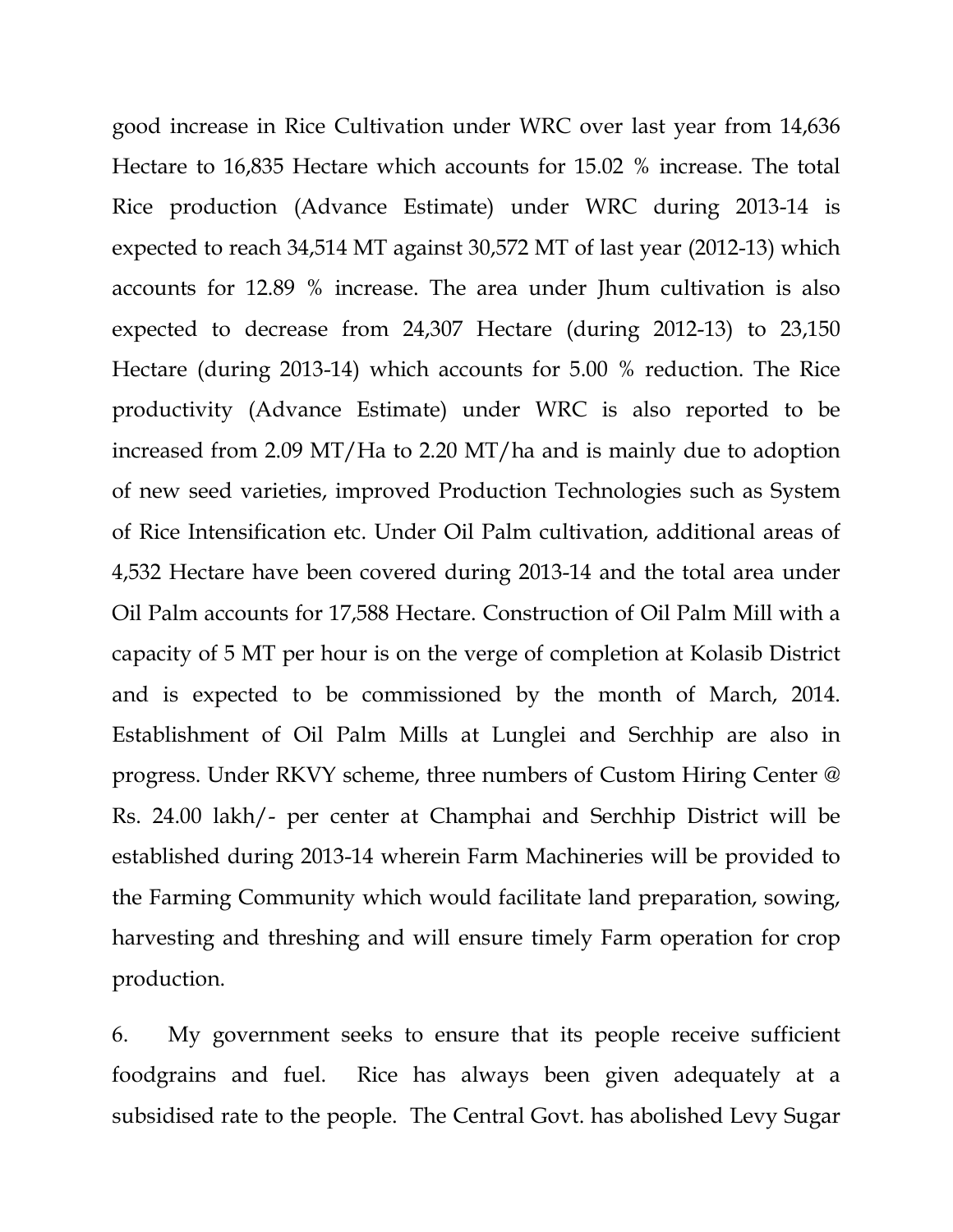good increase in Rice Cultivation under WRC over last year from 14,636 Hectare to 16,835 Hectare which accounts for 15.02 % increase. The total Rice production (Advance Estimate) under WRC during 2013-14 is expected to reach 34,514 MT against 30,572 MT of last year (2012-13) which accounts for 12.89 % increase. The area under Jhum cultivation is also expected to decrease from 24,307 Hectare (during 2012-13) to 23,150 Hectare (during 2013-14) which accounts for 5.00 % reduction. The Rice productivity (Advance Estimate) under WRC is also reported to be increased from 2.09 MT/Ha to 2.20 MT/ha and is mainly due to adoption of new seed varieties, improved Production Technologies such as System of Rice Intensification etc. Under Oil Palm cultivation, additional areas of 4,532 Hectare have been covered during 2013-14 and the total area under Oil Palm accounts for 17,588 Hectare. Construction of Oil Palm Mill with a capacity of 5 MT per hour is on the verge of completion at Kolasib District and is expected to be commissioned by the month of March, 2014. Establishment of Oil Palm Mills at Lunglei and Serchhip are also in progress. Under RKVY scheme, three numbers of Custom Hiring Center @ Rs. 24.00 lakh/- per center at Champhai and Serchhip District will be established during 2013-14 wherein Farm Machineries will be provided to the Farming Community which would facilitate land preparation, sowing, harvesting and threshing and will ensure timely Farm operation for crop production.

6. My government seeks to ensure that its people receive sufficient foodgrains and fuel. Rice has always been given adequately at a subsidised rate to the people. The Central Govt. has abolished Levy Sugar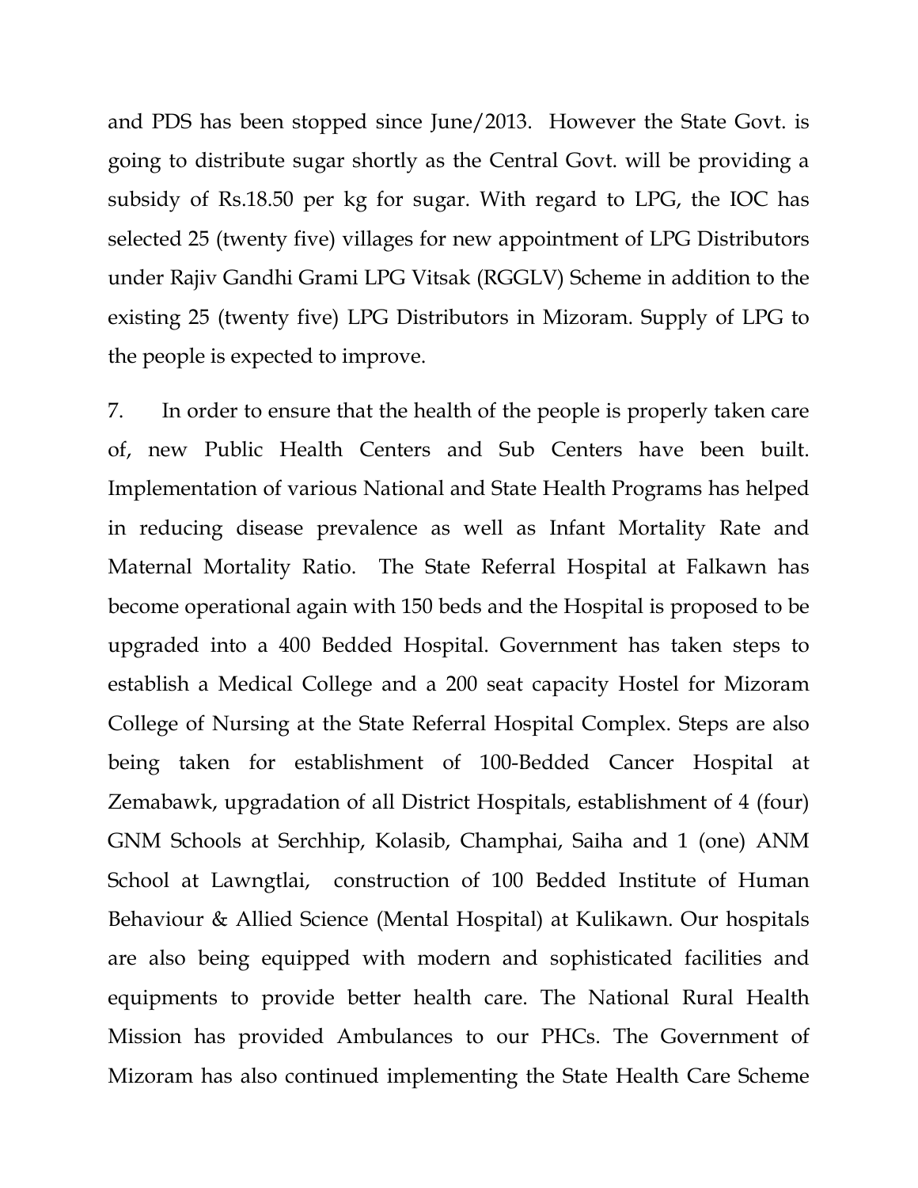and PDS has been stopped since June/2013. However the State Govt. is going to distribute sugar shortly as the Central Govt. will be providing a subsidy of Rs.18.50 per kg for sugar. With regard to LPG, the IOC has selected 25 (twenty five) villages for new appointment of LPG Distributors under Rajiv Gandhi Grami LPG Vitsak (RGGLV) Scheme in addition to the existing 25 (twenty five) LPG Distributors in Mizoram. Supply of LPG to the people is expected to improve.

7. In order to ensure that the health of the people is properly taken care of, new Public Health Centers and Sub Centers have been built. Implementation of various National and State Health Programs has helped in reducing disease prevalence as well as Infant Mortality Rate and Maternal Mortality Ratio. The State Referral Hospital at Falkawn has become operational again with 150 beds and the Hospital is proposed to be upgraded into a 400 Bedded Hospital. Government has taken steps to establish a Medical College and a 200 seat capacity Hostel for Mizoram College of Nursing at the State Referral Hospital Complex. Steps are also being taken for establishment of 100-Bedded Cancer Hospital at Zemabawk, upgradation of all District Hospitals, establishment of 4 (four) GNM Schools at Serchhip, Kolasib, Champhai, Saiha and 1 (one) ANM School at Lawngtlai, construction of 100 Bedded Institute of Human Behaviour & Allied Science (Mental Hospital) at Kulikawn. Our hospitals are also being equipped with modern and sophisticated facilities and equipments to provide better health care. The National Rural Health Mission has provided Ambulances to our PHCs. The Government of Mizoram has also continued implementing the State Health Care Scheme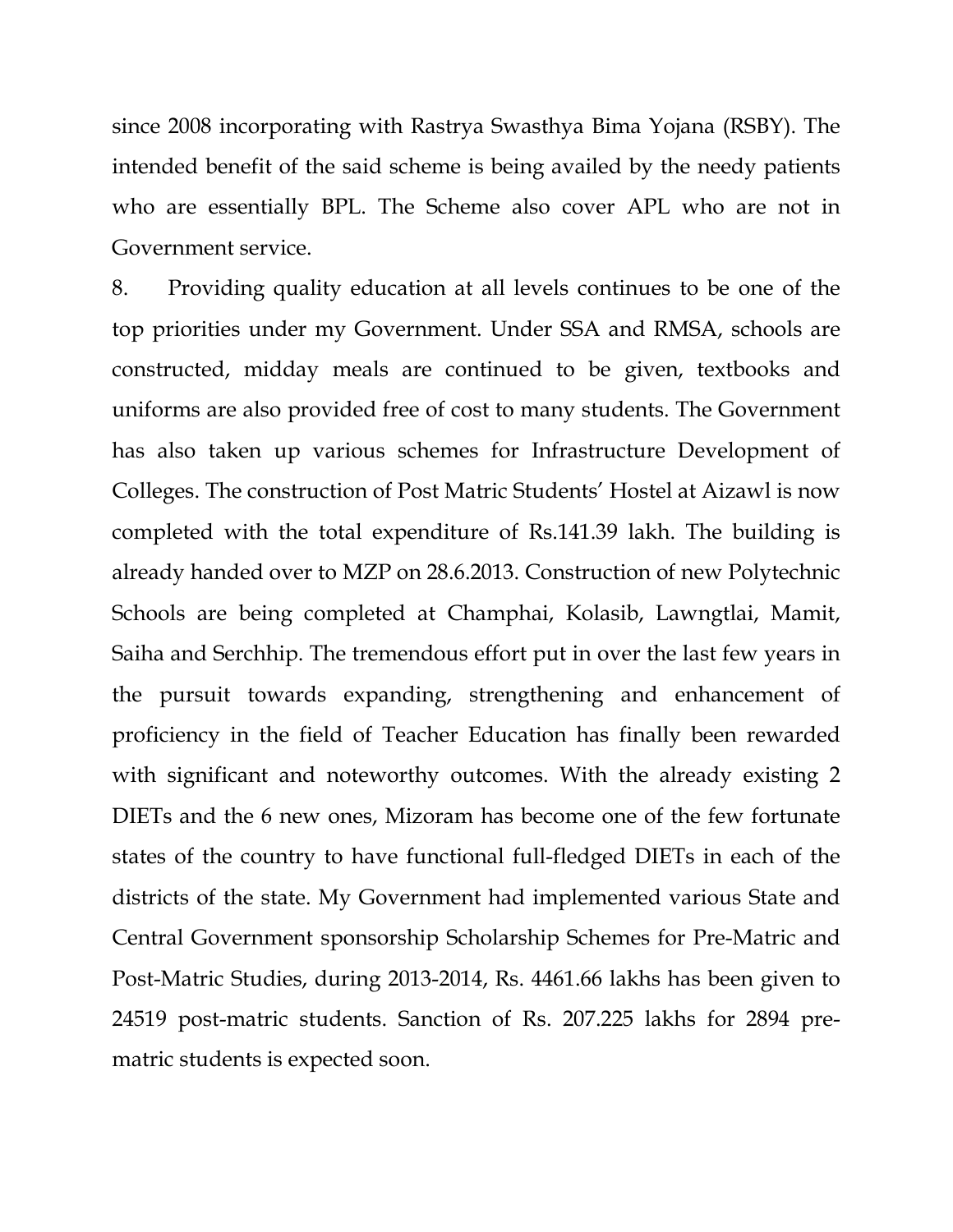since 2008 incorporating with Rastrya Swasthya Bima Yojana (RSBY). The intended benefit of the said scheme is being availed by the needy patients who are essentially BPL. The Scheme also cover APL who are not in Government service.

8. Providing quality education at all levels continues to be one of the top priorities under my Government. Under SSA and RMSA, schools are constructed, midday meals are continued to be given, textbooks and uniforms are also provided free of cost to many students. The Government has also taken up various schemes for Infrastructure Development of Colleges. The construction of Post Matric Students' Hostel at Aizawl is now completed with the total expenditure of Rs.141.39 lakh. The building is already handed over to MZP on 28.6.2013. Construction of new Polytechnic Schools are being completed at Champhai, Kolasib, Lawngtlai, Mamit, Saiha and Serchhip. The tremendous effort put in over the last few years in the pursuit towards expanding, strengthening and enhancement of proficiency in the field of Teacher Education has finally been rewarded with significant and noteworthy outcomes. With the already existing 2 DIETs and the 6 new ones, Mizoram has become one of the few fortunate states of the country to have functional full-fledged DIETs in each of the districts of the state. My Government had implemented various State and Central Government sponsorship Scholarship Schemes for Pre-Matric and Post-Matric Studies, during 2013-2014, Rs. 4461.66 lakhs has been given to 24519 post-matric students. Sanction of Rs. 207.225 lakhs for 2894 pre-matric students is expected soon.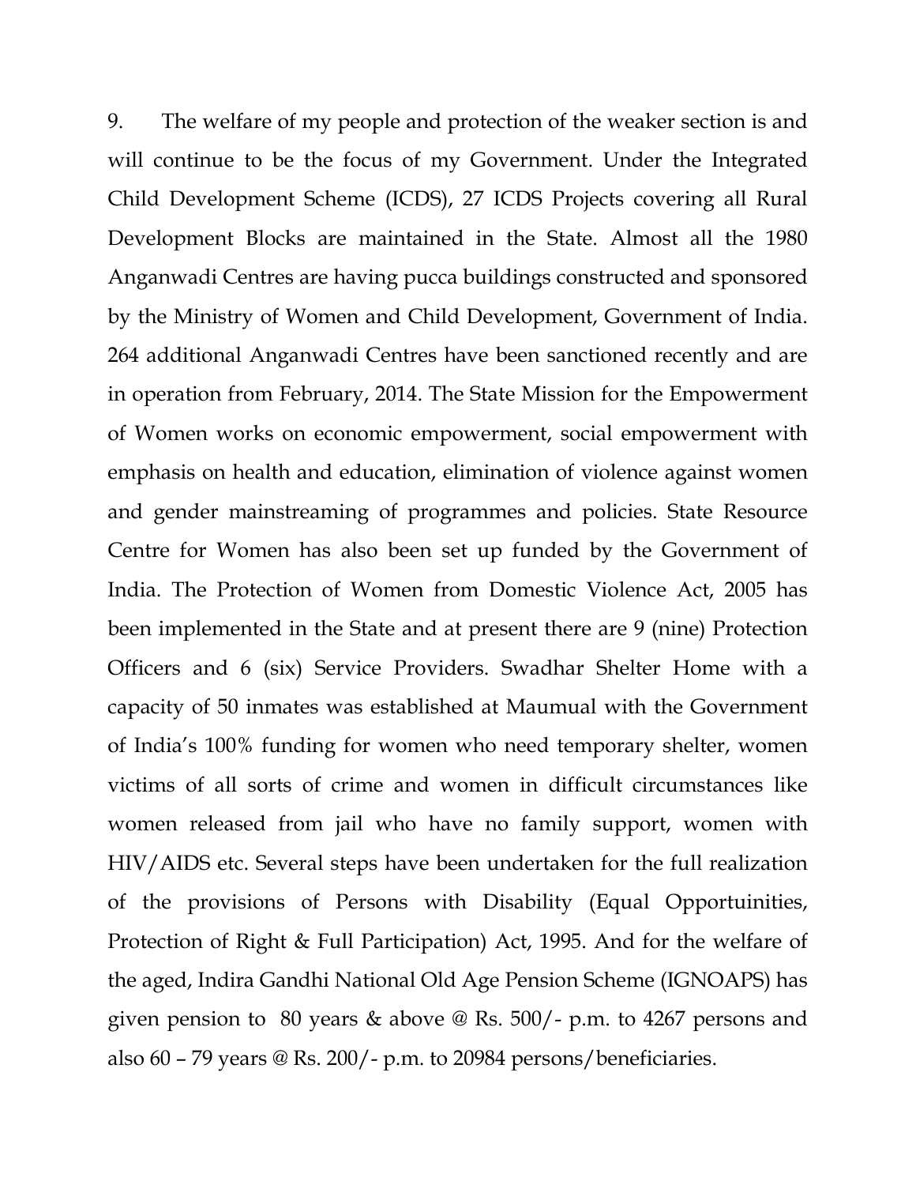9. The welfare of my people and protection of the weaker section is and will continue to be the focus of my Government. Under the Integrated Child Development Scheme (ICDS), 27 ICDS Projects covering all Rural Development Blocks are maintained in the State. Almost all the 1980 Anganwadi Centres are having pucca buildings constructed and sponsored by the Ministry of Women and Child Development, Government of India. 264 additional Anganwadi Centres have been sanctioned recently and are in operation from February, 2014. The State Mission for the Empowerment of Women works on economic empowerment, social empowerment with emphasis on health and education, elimination of violence against women and gender mainstreaming of programmes and policies. State Resource Centre for Women has also been set up funded by the Government of India. The Protection of Women from Domestic Violence Act, 2005 has been implemented in the State and at present there are 9 (nine) Protection Officers and 6 (six) Service Providers. Swadhar Shelter Home with a capacity of 50 inmates was established at Maumual with the Government of India's 100% funding for women who need temporary shelter, women victims of all sorts of crime and women in difficult circumstances like women released from jail who have no family support, women with HIV/AIDS etc. Several steps have been undertaken for the full realization of the provisions of Persons with Disability (Equal Opportuinities, Protection of Right & Full Participation) Act, 1995. And for the welfare of the aged, Indira Gandhi National Old Age Pension Scheme (IGNOAPS) has given pension to 80 years & above @ Rs. 500/- p.m. to 4267 persons and also 60 – 79 years @ Rs. 200/- p.m. to 20984 persons/beneficiaries.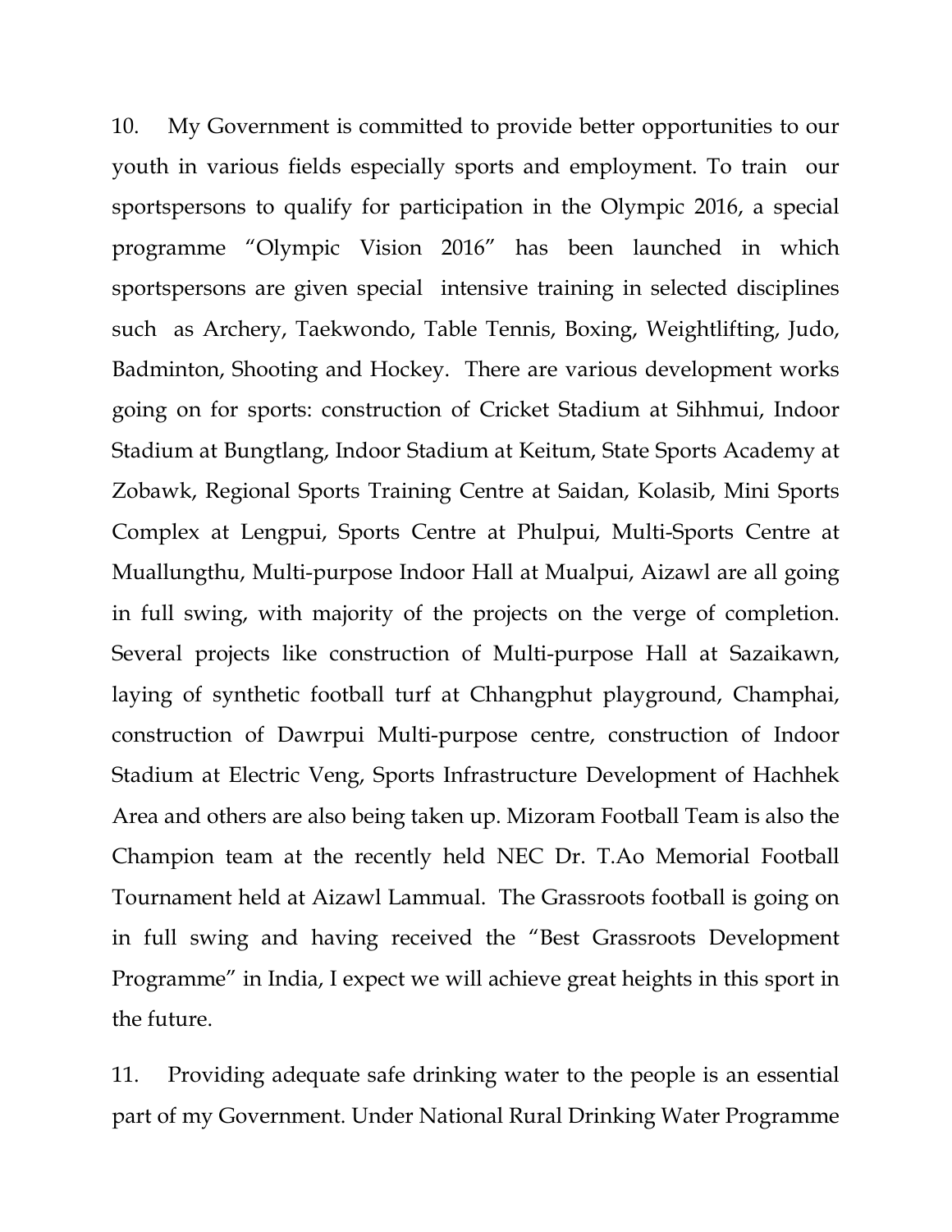10. My Government is committed to provide better opportunities to our youth in various fields especially sports and employment. To train our sportspersons to qualify for participation in the Olympic 2016, a special programme "Olympic Vision 2016" has been launched in which sportspersons are given special intensive training in selected disciplines such as Archery, Taekwondo, Table Tennis, Boxing, Weightlifting, Judo, Badminton, Shooting and Hockey. There are various development works going on for sports: construction of Cricket Stadium at Sihhmui, Indoor Stadium at Bungtlang, Indoor Stadium at Keitum, State Sports Academy at Zobawk, Regional Sports Training Centre at Saidan, Kolasib, Mini Sports Complex at Lengpui, Sports Centre at Phulpui, Multi-Sports Centre at Muallungthu, Multi-purpose Indoor Hall at Mualpui, Aizawl are all going in full swing, with majority of the projects on the verge of completion. Several projects like construction of Multi-purpose Hall at Sazaikawn, laying of synthetic football turf at Chhangphut playground, Champhai, construction of Dawrpui Multi-purpose centre, construction of Indoor Stadium at Electric Veng, Sports Infrastructure Development of Hachhek Area and others are also being taken up. Mizoram Football Team is also the Champion team at the recently held NEC Dr. T.Ao Memorial Football Tournament held at Aizawl Lammual. The Grassroots football is going on in full swing and having received the "Best Grassroots Development Programme" in India, I expect we will achieve great heights in this sport in the future.

11. Providing adequate safe drinking water to the people is an essential part of my Government. Under National Rural Drinking Water Programme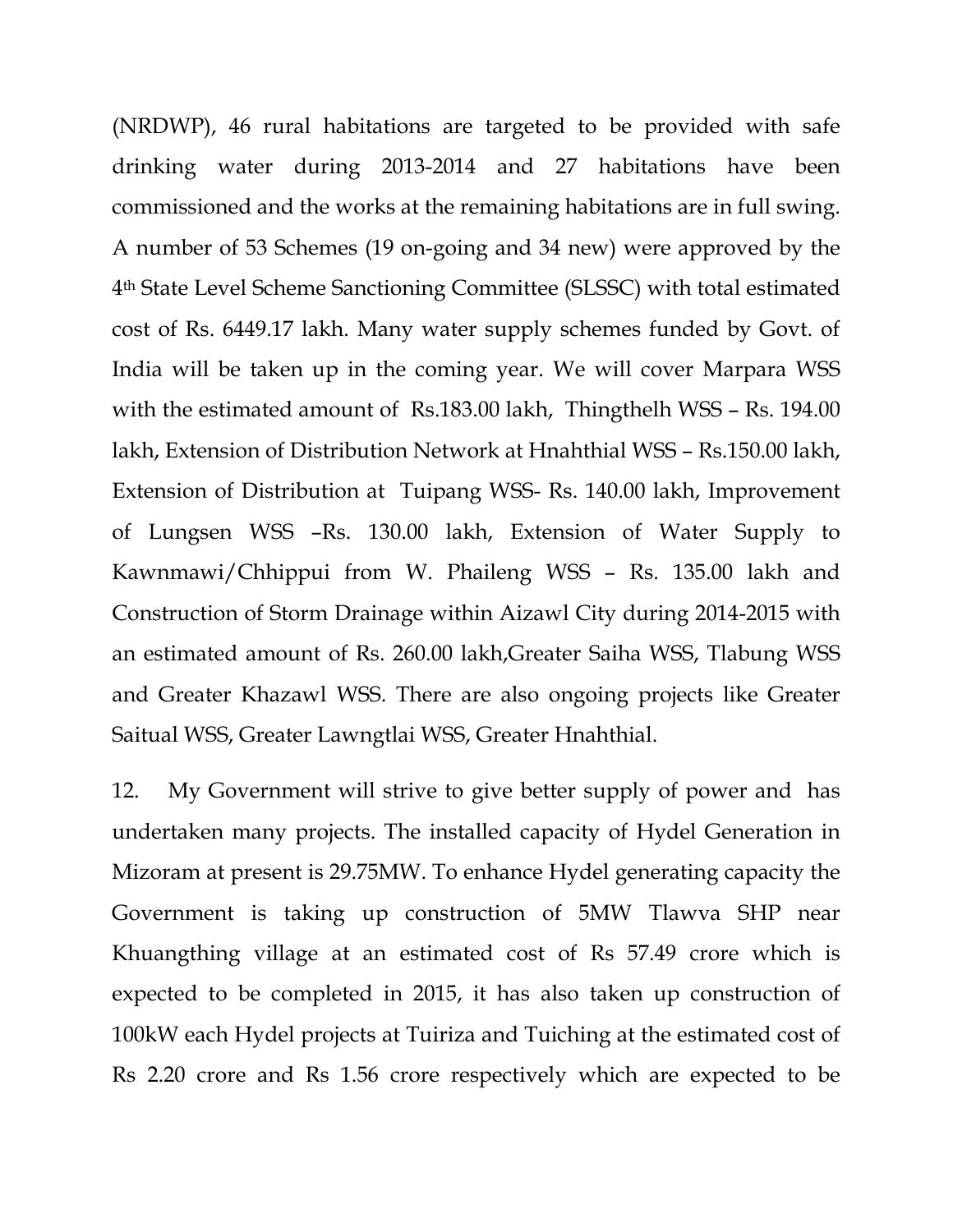(NRDWP), 46 rural habitations are targeted to be provided with safe drinking water during 2013-2014 and 27 habitations have been commissioned and the works at the remaining habitations are in full swing. A number of 53 Schemes (19 on-going and 34 new) were approved by the 4th State Level Scheme Sanctioning Committee (SLSSC) with total estimated cost of Rs. 6449.17 lakh. Many water supply schemes funded by Govt. of India will be taken up in the coming year. We will cover Marpara WSS with the estimated amount of Rs.183.00 lakh, Thingthelh WSS – Rs. 194.00 lakh, Extension of Distribution Network at Hnahthial WSS – Rs.150.00 lakh, Extension of Distribution at Tuipang WSS- Rs. 140.00 lakh, Improvement of Lungsen WSS –Rs. 130.00 lakh, Extension of Water Supply to Kawnmawi/Chhippui from W. Phaileng WSS – Rs. 135.00 lakh and Construction of Storm Drainage within Aizawl City during 2014-2015 with an estimated amount of Rs. 260.00 lakh,Greater Saiha WSS, Tlabung WSS and Greater Khazawl WSS. There are also ongoing projects like Greater Saitual WSS, Greater Lawngtlai WSS, Greater Hnahthial.

12. My Government will strive to give better supply of power and has undertaken many projects. The installed capacity of Hydel Generation in Mizoram at present is 29.75MW. To enhance Hydel generating capacity the Government is taking up construction of 5MW Tlawva SHP near Khuangthing village at an estimated cost of Rs 57.49 crore which is expected to be completed in 2015, it has also taken up construction of 100kW each Hydel projects at Tuiriza and Tuiching at the estimated cost of Rs 2.20 crore and Rs 1.56 crore respectively which are expected to be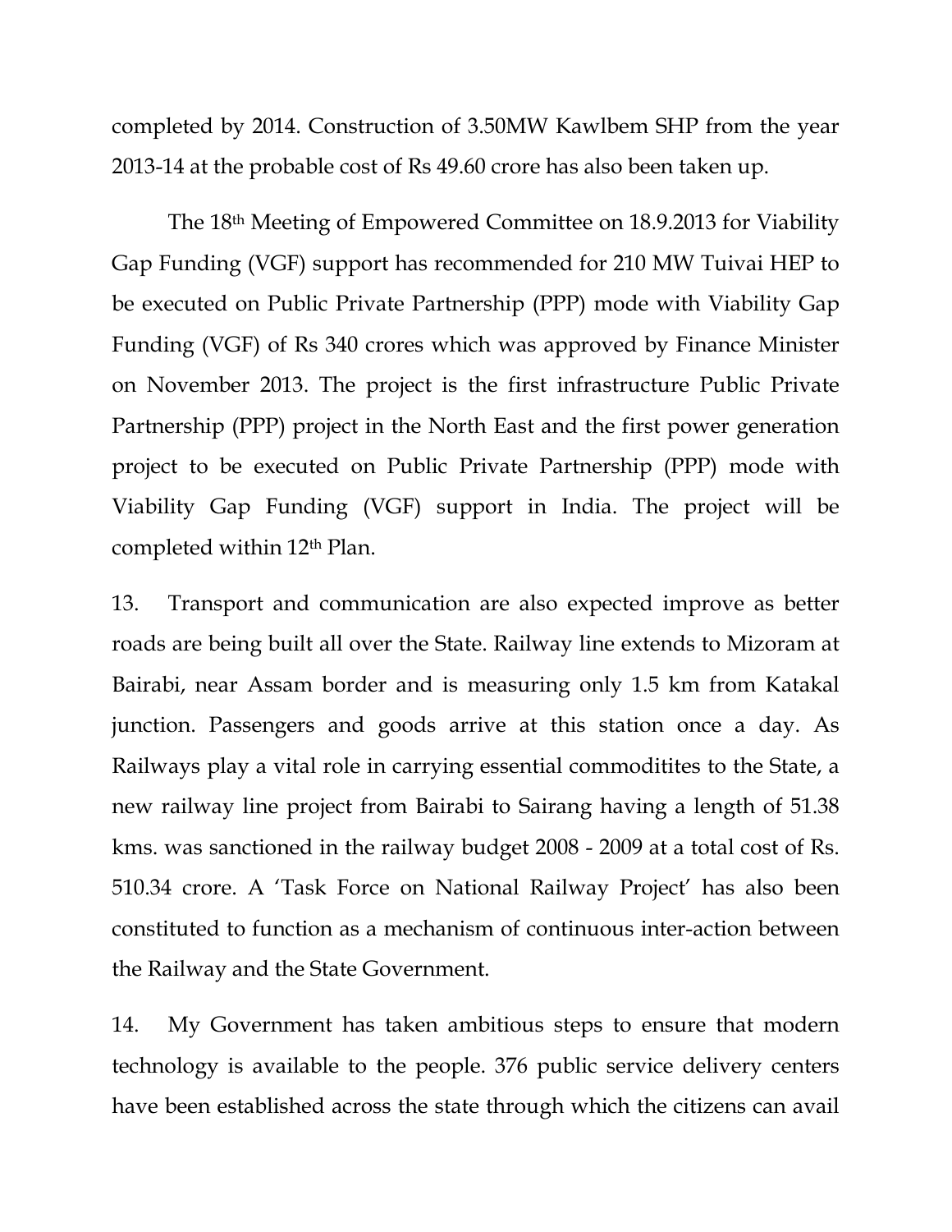completed by 2014. Construction of 3.50MW Kawlbem SHP from the year 2013-14 at the probable cost of Rs 49.60 crore has also been taken up.

The 18th Meeting of Empowered Committee on 18.9.2013 for Viability Gap Funding (VGF) support has recommended for 210 MW Tuivai HEP to be executed on Public Private Partnership (PPP) mode with Viability Gap Funding (VGF) of Rs 340 crores which was approved by Finance Minister on November 2013. The project is the first infrastructure Public Private Partnership (PPP) project in the North East and the first power generation project to be executed on Public Private Partnership (PPP) mode with Viability Gap Funding (VGF) support in India. The project will be completed within 12th Plan.

13. Transport and communication are also expected improve as better roads are being built all over the State. Railway line extends to Mizoram at Bairabi, near Assam border and is measuring only 1.5 km from Katakal junction. Passengers and goods arrive at this station once a day. As Railways play a vital role in carrying essential commoditites to the State, a new railway line project from Bairabi to Sairang having a length of 51.38 kms. was sanctioned in the railway budget 2008 - 2009 at a total cost of Rs. 510.34 crore. A 'Task Force on National Railway Project' has also been constituted to function as a mechanism of continuous inter-action between the Railway and the State Government.

14. My Government has taken ambitious steps to ensure that modern technology is available to the people. 376 public service delivery centers have been established across the state through which the citizens can avail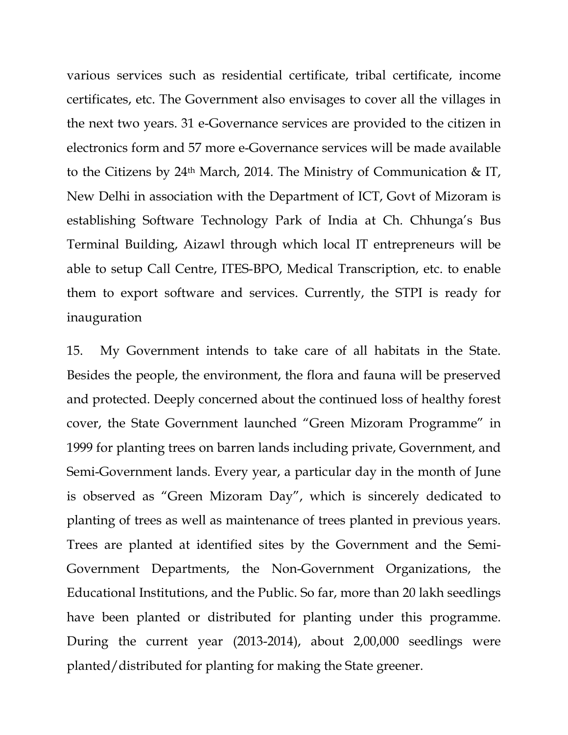various services such as residential certificate, tribal certificate, income certificates, etc. The Government also envisages to cover all the villages in the next two years. 31 e-Governance services are provided to the citizen in electronics form and 57 more e-Governance services will be made available to the Citizens by 24th March, 2014. The Ministry of Communication & IT, New Delhi in association with the Department of ICT, Govt of Mizoram is establishing Software Technology Park of India at Ch. Chhunga's Bus Terminal Building, Aizawl through which local IT entrepreneurs will be able to setup Call Centre, ITES-BPO, Medical Transcription, etc. to enable them to export software and services. Currently, the STPI is ready for inauguration

15. My Government intends to take care of all habitats in the State. Besides the people, the environment, the flora and fauna will be preserved and protected. Deeply concerned about the continued loss of healthy forest cover, the State Government launched "Green Mizoram Programme" in 1999 for planting trees on barren lands including private, Government, and Semi-Government lands. Every year, a particular day in the month of June is observed as "Green Mizoram Day", which is sincerely dedicated to planting of trees as well as maintenance of trees planted in previous years. Trees are planted at identified sites by the Government and the Semi-Government Departments, the Non-Government Organizations, the Educational Institutions, and the Public. So far, more than 20 lakh seedlings have been planted or distributed for planting under this programme. During the current year (2013-2014), about 2,00,000 seedlings were planted/distributed for planting for making the State greener.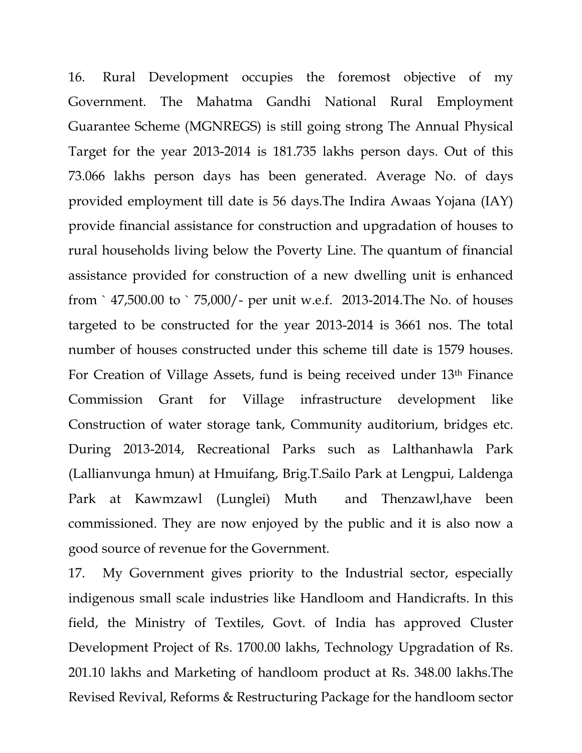16. Rural Development occupies the foremost objective of my Government. The Mahatma Gandhi National Rural Employment Guarantee Scheme (MGNREGS) is still going strong The Annual Physical Target for the year 2013-2014 is 181.735 lakhs person days. Out of this 73.066 lakhs person days has been generated. Average No. of days provided employment till date is 56 days.The Indira Awaas Yojana (IAY) provide financial assistance for construction and upgradation of houses to rural households living below the Poverty Line. The quantum of financial assistance provided for construction of a new dwelling unit is enhanced from ` 47,500.00 to ` 75,000/- per unit w.e.f. 2013-2014.The No. of houses targeted to be constructed for the year 2013-2014 is 3661 nos. The total number of houses constructed under this scheme till date is 1579 houses. For Creation of Village Assets, fund is being received under 13th Finance Commission Grant for Village infrastructure development like Construction of water storage tank, Community auditorium, bridges etc. During 2013-2014, Recreational Parks such as Lalthanhawla Park (Lallianvunga hmun) at Hmuifang, Brig.T.Sailo Park at Lengpui, Laldenga Park at Kawmzawl (Lunglei) Muth and Thenzawl,have been commissioned. They are now enjoyed by the public and it is also now a good source of revenue for the Government.

17. My Government gives priority to the Industrial sector, especially indigenous small scale industries like Handloom and Handicrafts. In this field, the Ministry of Textiles, Govt. of India has approved Cluster Development Project of Rs. 1700.00 lakhs, Technology Upgradation of Rs. 201.10 lakhs and Marketing of handloom product at Rs. 348.00 lakhs.The Revised Revival, Reforms & Restructuring Package for the handloom sector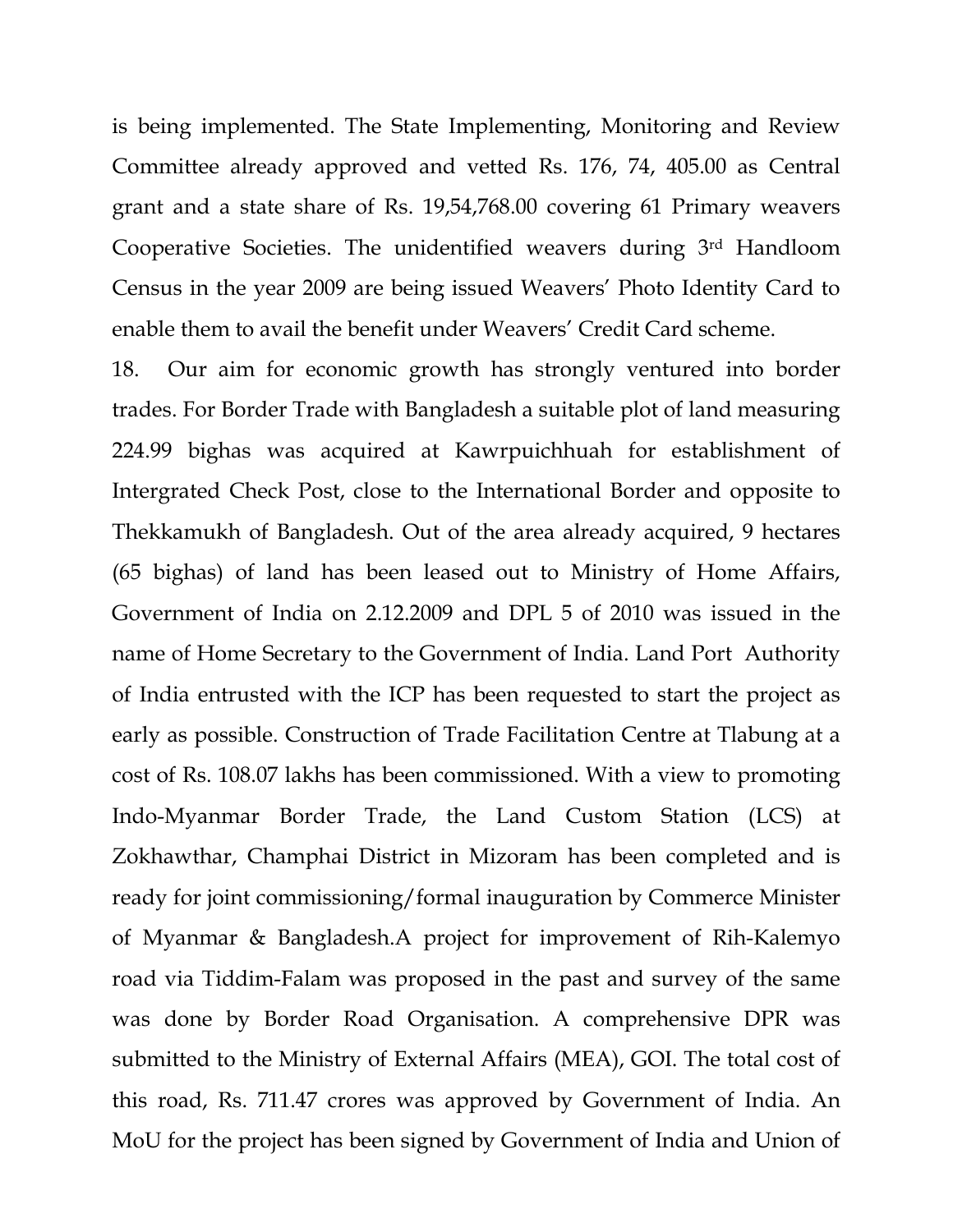is being implemented. The State Implementing, Monitoring and Review Committee already approved and vetted Rs. 176, 74, 405.00 as Central grant and a state share of Rs. 19,54,768.00 covering 61 Primary weavers Cooperative Societies. The unidentified weavers during 3rd Handloom Census in the year 2009 are being issued Weavers' Photo Identity Card to enable them to avail the benefit under Weavers' Credit Card scheme.

18. Our aim for economic growth has strongly ventured into border trades. For Border Trade with Bangladesh a suitable plot of land measuring 224.99 bighas was acquired at Kawrpuichhuah for establishment of Intergrated Check Post, close to the International Border and opposite to Thekkamukh of Bangladesh. Out of the area already acquired, 9 hectares (65 bighas) of land has been leased out to Ministry of Home Affairs, Government of India on 2.12.2009 and DPL 5 of 2010 was issued in the name of Home Secretary to the Government of India. Land Port Authority of India entrusted with the ICP has been requested to start the project as early as possible. Construction of Trade Facilitation Centre at Tlabung at a cost of Rs. 108.07 lakhs has been commissioned. With a view to promoting Indo-Myanmar Border Trade, the Land Custom Station (LCS) at Zokhawthar, Champhai District in Mizoram has been completed and is ready for joint commissioning/formal inauguration by Commerce Minister of Myanmar & Bangladesh.A project for improvement of Rih-Kalemyo road via Tiddim-Falam was proposed in the past and survey of the same was done by Border Road Organisation. A comprehensive DPR was submitted to the Ministry of External Affairs (MEA), GOI. The total cost of this road, Rs. 711.47 crores was approved by Government of India. An MoU for the project has been signed by Government of India and Union of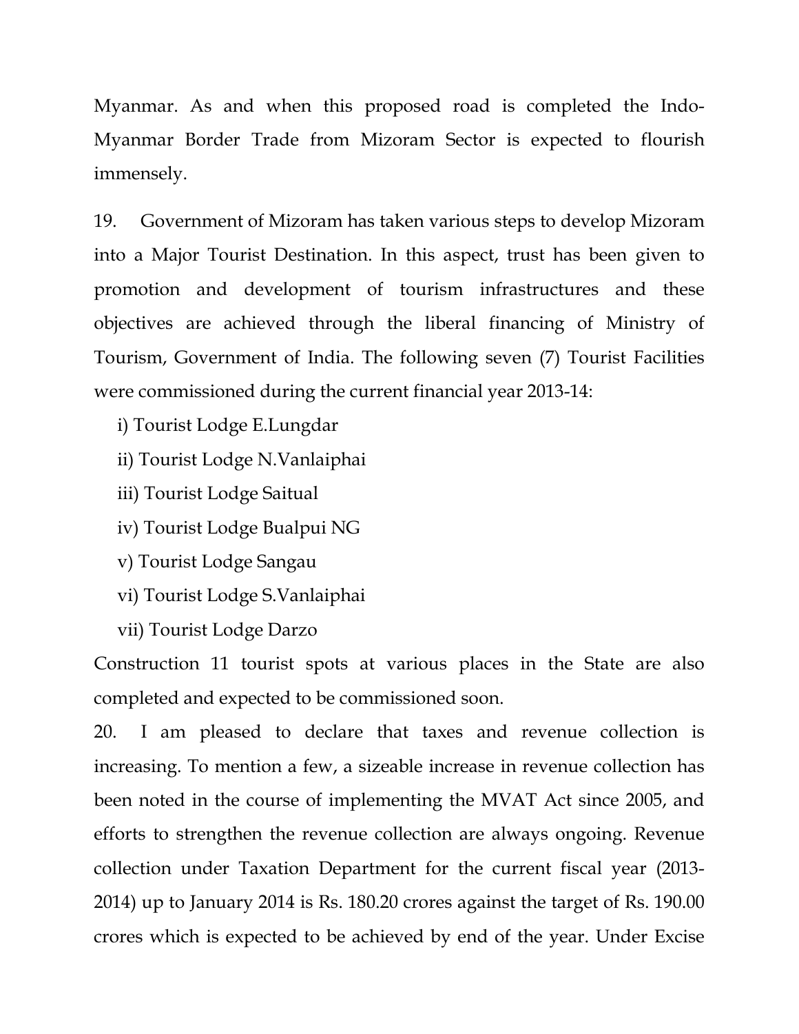Myanmar. As and when this proposed road is completed the Indo-Myanmar Border Trade from Mizoram Sector is expected to flourish immensely.

19. Government of Mizoram has taken various steps to develop Mizoram into a Major Tourist Destination. In this aspect, trust has been given to promotion and development of tourism infrastructures and these objectives are achieved through the liberal financing of Ministry of Tourism, Government of India. The following seven (7) Tourist Facilities were commissioned during the current financial year 2013-14:

i) Tourist Lodge E.Lungdar

ii) Tourist Lodge N.Vanlaiphai

iii) Tourist Lodge Saitual

iv) Tourist Lodge Bualpui NG

v) Tourist Lodge Sangau

vi) Tourist Lodge S.Vanlaiphai

vii) Tourist Lodge Darzo

Construction 11 tourist spots at various places in the State are also completed and expected to be commissioned soon.

20. I am pleased to declare that taxes and revenue collection is increasing. To mention a few, a sizeable increase in revenue collection has been noted in the course of implementing the MVAT Act since 2005, and efforts to strengthen the revenue collection are always ongoing. Revenue collection under Taxation Department for the current fiscal year (2013-2014) up to January 2014 is Rs. 180.20 crores against the target of Rs. 190.00 crores which is expected to be achieved by end of the year. Under Excise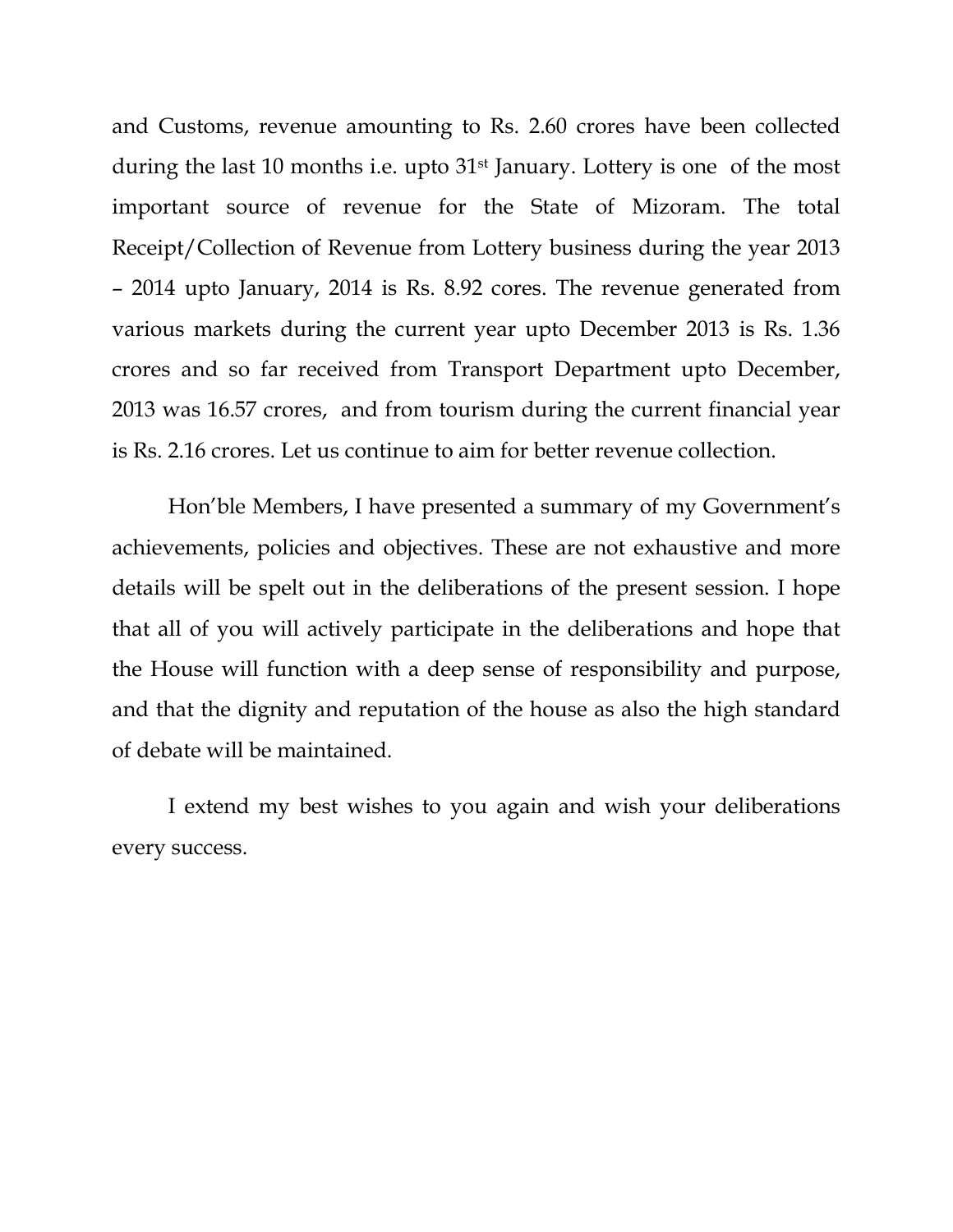and Customs, revenue amounting to Rs. 2.60 crores have been collected during the last 10 months i.e. upto 31st January. Lottery is one of the most important source of revenue for the State of Mizoram. The total Receipt/Collection of Revenue from Lottery business during the year 2013 – 2014 upto January, 2014 is Rs. 8.92 cores. The revenue generated from various markets during the current year upto December 2013 is Rs. 1.36 crores and so far received from Transport Department upto December, 2013 was 16.57 crores, and from tourism during the current financial year is Rs. 2.16 crores. Let us continue to aim for better revenue collection.

Hon'ble Members, I have presented a summary of my Government's achievements, policies and objectives. These are not exhaustive and more details will be spelt out in the deliberations of the present session. I hope that all of you will actively participate in the deliberations and hope that the House will function with a deep sense of responsibility and purpose, and that the dignity and reputation of the house as also the high standard of debate will be maintained.

I extend my best wishes to you again and wish your deliberations every success.